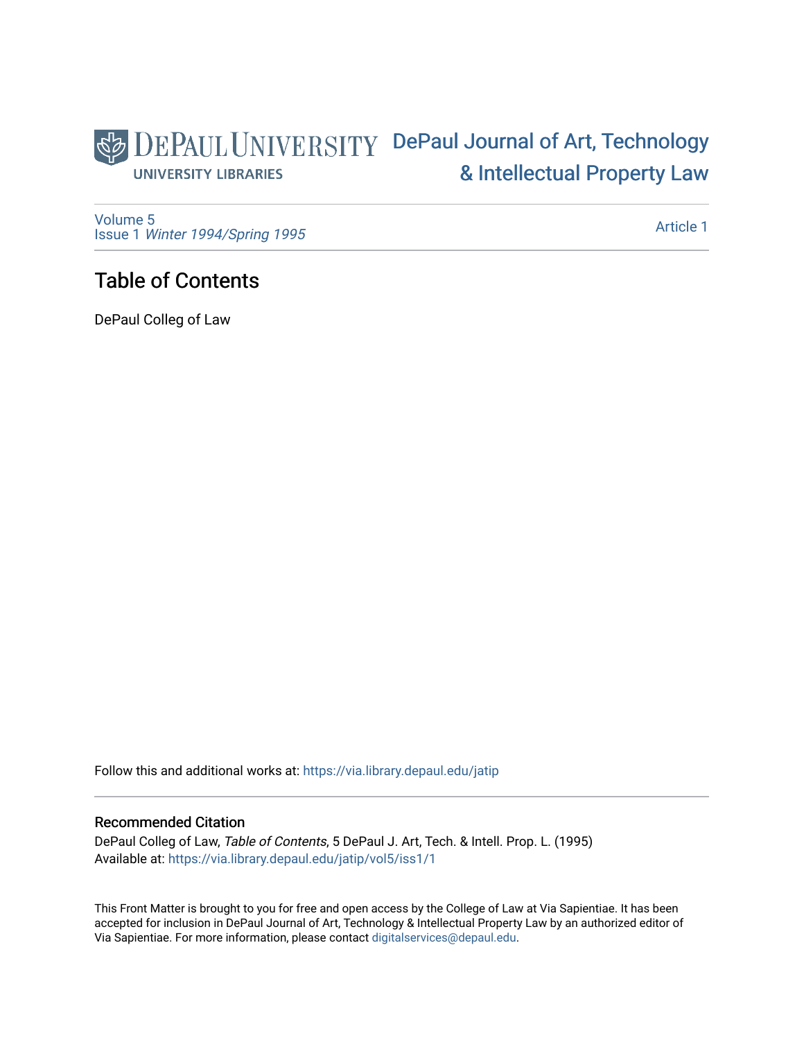DePaul University
UNIVERSITY LIBRARIES

# DePaul Journal of Art, Technology & Intellectual Property Law

Volume 5
Issue 1 *Winter 1994/Spring 1995*

Article 1

## Table of Contents

DePaul Colleg of Law

Follow this and additional works at: https://via.library.depaul.edu/jatip

### Recommended Citation

DePaul Colleg of Law, *Table of Contents*, 5 DePaul J. Art, Tech. & Intell. Prop. L. (1995)
Available at: https://via.library.depaul.edu/jatip/vol5/iss1/1

This Front Matter is brought to you for free and open access by the College of Law at Via Sapientiae. It has been accepted for inclusion in DePaul Journal of Art, Technology & Intellectual Property Law by an authorized editor of Via Sapientiae. For more information, please contact digitalservices@depaul.edu.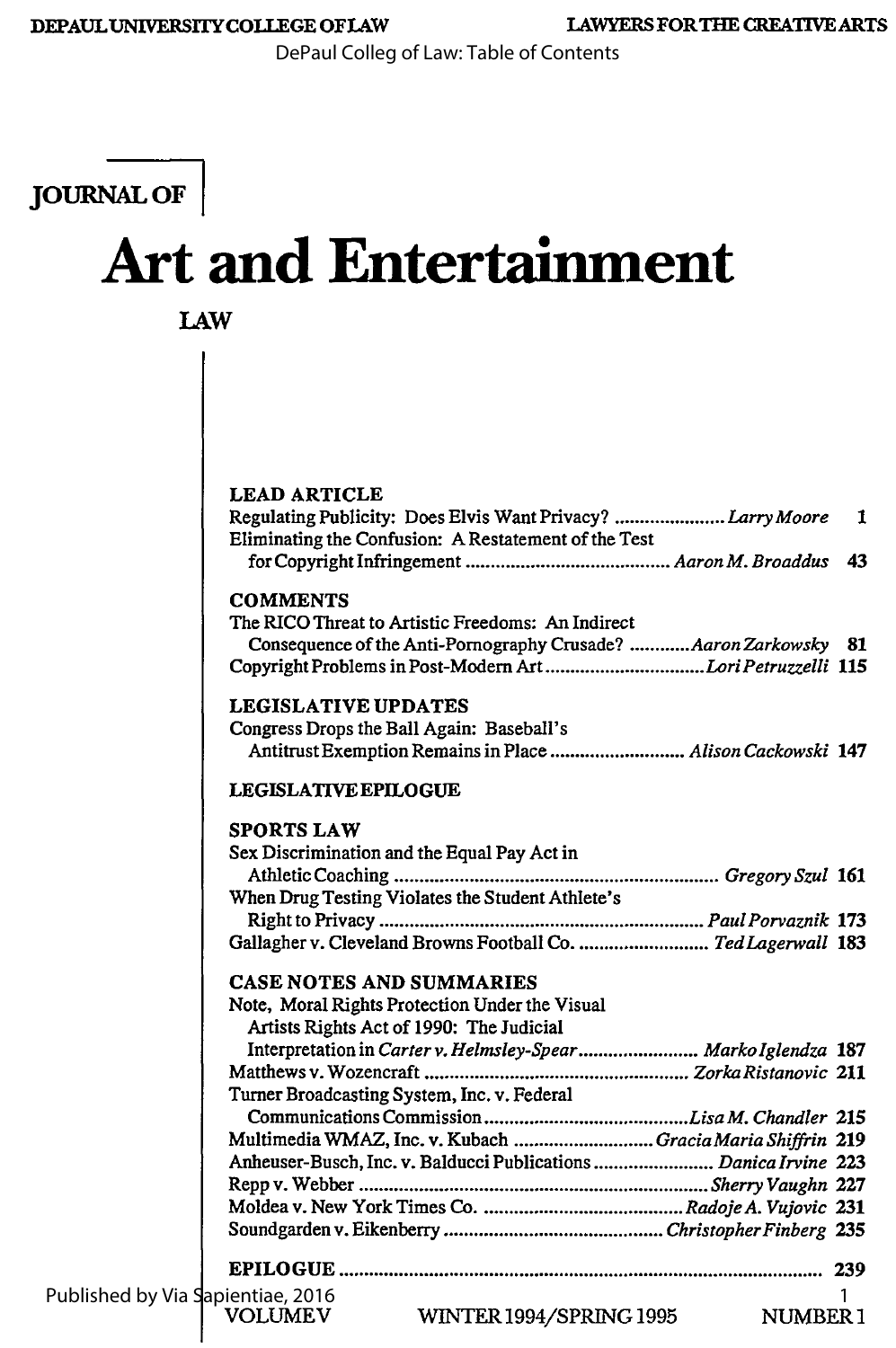# JOURNAL OF Art and Entertainment LAW

### LEAD ARTICLE

Regulating Publicity: Does Elvis Want Privacy? ...................... *Larry Moore* 1

Eliminating the Confusion: A Restatement of the Test for Copyright Infringement ........................................ *Aaron M. Broaddus* 43

### COMMENTS

The RICO Threat to Artistic Freedoms: An Indirect Consequence of the Anti-Pornography Crusade? ............ *Aaron Zarkowsky* 81

Copyright Problems in Post-Modern Art ................................ *Lori Petruzzelli* 115

### LEGISLATIVE UPDATES

Congress Drops the Ball Again: Baseball's Antitrust Exemption Remains in Place ........................... *Alison Cackowski* 147

### LEGISLATIVE EPILOGUE

### SPORTS LAW

Sex Discrimination and the Equal Pay Act in Athletic Coaching ................................................................ *Gregory Szul* 161

When Drug Testing Violates the Student Athlete's Right to Privacy ................................................................ *Paul Porvaznik* 173

Gallagher v. Cleveland Browns Football Co. .......................... *Ted Lagerwall* 183

### CASE NOTES AND SUMMARIES

Note, Moral Rights Protection Under the Visual Artists Rights Act of 1990: The Judicial Interpretation in *Carter v. Helmsley-Spear* ........................ *Marko Iglendza* 187

Matthews v. Wozencraft ................................................... *Zorka Ristanovic* 211

Turner Broadcasting System, Inc. v. Federal Communications Commission ........................................ *Lisa M. Chandler* 215

Multimedia WMAZ, Inc. v. Kubach ............................ *Gracia Maria Shiffrin* 219

Anheuser-Busch, Inc. v. Balducci Publications ........................ *Danica Irvine* 223

Repp v. Webber ..................................................................... *Sherry Vaughn* 227

Moldea v. New York Times Co. ........................................ *Radoje A. Vujovic* 231

Soundgarden v. Eikenberry ............................................ *Christopher Finberg* 235

### EPILOGUE ..................................................................................... 239

VOLUME V — WINTER 1994/SPRING 1995 — NUMBER 1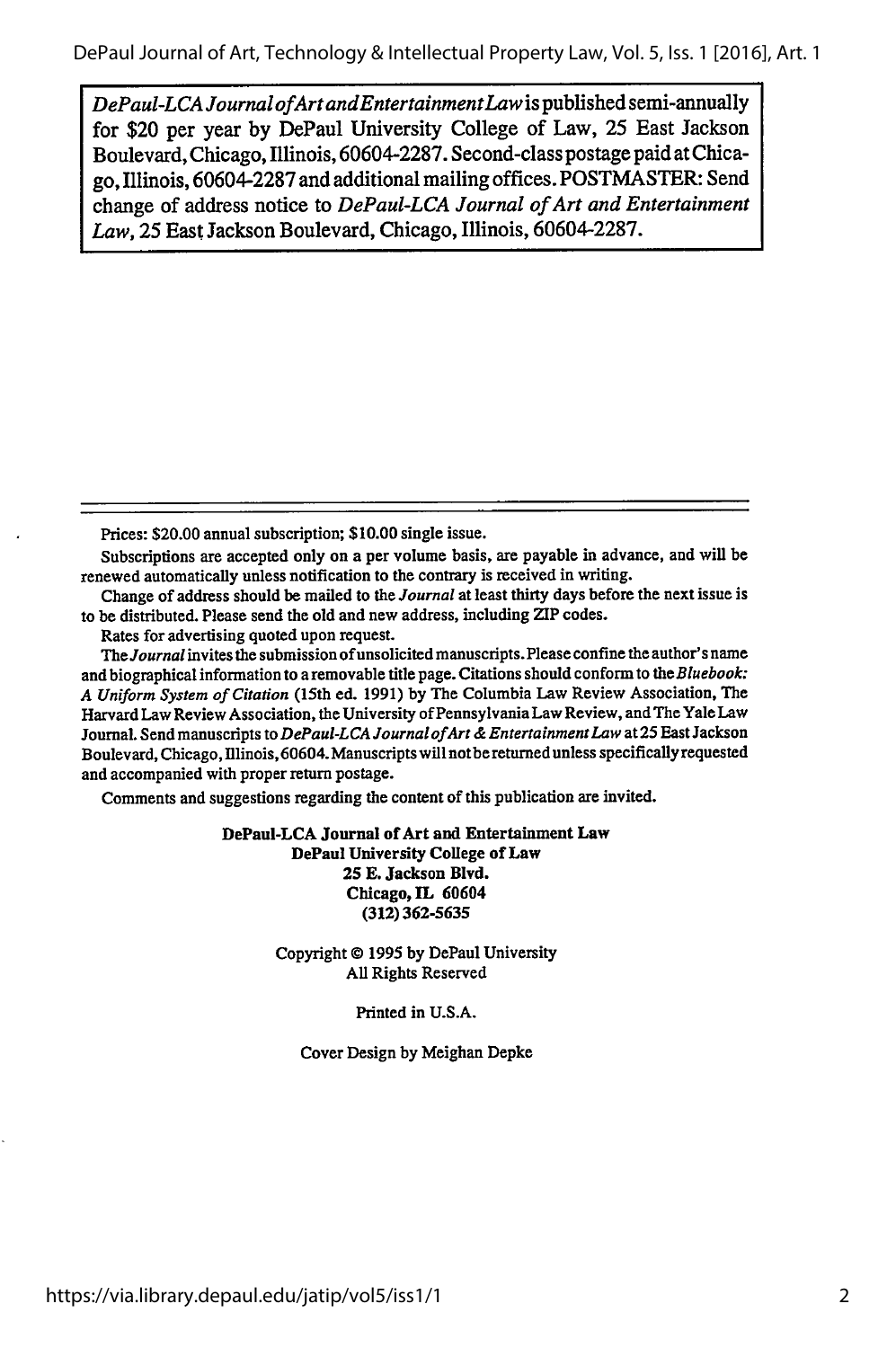*DePaul-LCA Journal of Art and Entertainment Law* is published semi-annually for $20 per year by DePaul University College of Law, 25 East Jackson Boulevard, Chicago, Illinois, 60604-2287. Second-class postage paid at Chicago, Illinois, 60604-2287 and additional mailing offices. POSTMASTER: Send change of address notice to *DePaul-LCA Journal of Art and Entertainment Law*, 25 East Jackson Boulevard, Chicago, Illinois, 60604-2287.

---

Prices: $20.00 annual subscription; $10.00 single issue.

Subscriptions are accepted only on a per volume basis, are payable in advance, and will be renewed automatically unless notification to the contrary is received in writing.

Change of address should be mailed to the *Journal* at least thirty days before the next issue is to be distributed. Please send the old and new address, including ZIP codes.

Rates for advertising quoted upon request.

The *Journal* invites the submission of unsolicited manuscripts. Please confine the author's name and biographical information to a removable title page. Citations should conform to the *Bluebook: A Uniform System of Citation* (15th ed. 1991) by The Columbia Law Review Association, The Harvard Law Review Association, the University of Pennsylvania Law Review, and The Yale Law Journal. Send manuscripts to *DePaul-LCA Journal of Art & Entertainment Law* at 25 East Jackson Boulevard, Chicago, Illinois, 60604. Manuscripts will not be returned unless specifically requested and accompanied with proper return postage.

Comments and suggestions regarding the content of this publication are invited.

**DePaul-LCA Journal of Art and Entertainment Law**
**DePaul University College of Law**
**25 E. Jackson Blvd.**
**Chicago, IL 60604**
**(312) 362-5635**

Copyright © 1995 by DePaul University
All Rights Reserved

Printed in U.S.A.

Cover Design by Meighan Depke